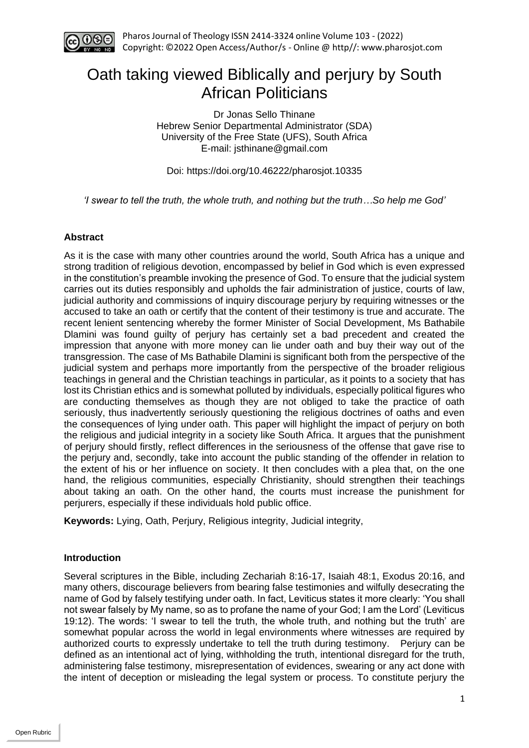# Oath taking viewed Biblically and perjury by South African Politicians

Dr Jonas Sello Thinane
Hebrew Senior Departmental Administrator (SDA)
University of the Free State (UFS), South Africa
E-mail: jsthinane@gmail.com

Doi: https://doi.org/10.46222/pharosjot.10335

*'I swear to tell the truth, the whole truth, and nothing but the truth…So help me God'*

### Abstract

As it is the case with many other countries around the world, South Africa has a unique and strong tradition of religious devotion, encompassed by belief in God which is even expressed in the constitution's preamble invoking the presence of God. To ensure that the judicial system carries out its duties responsibly and upholds the fair administration of justice, courts of law, judicial authority and commissions of inquiry discourage perjury by requiring witnesses or the accused to take an oath or certify that the content of their testimony is true and accurate. The recent lenient sentencing whereby the former Minister of Social Development, Ms Bathabile Dlamini was found guilty of perjury has certainly set a bad precedent and created the impression that anyone with more money can lie under oath and buy their way out of the transgression. The case of Ms Bathabile Dlamini is significant both from the perspective of the judicial system and perhaps more importantly from the perspective of the broader religious teachings in general and the Christian teachings in particular, as it points to a society that has lost its Christian ethics and is somewhat polluted by individuals, especially political figures who are conducting themselves as though they are not obliged to take the practice of oath seriously, thus inadvertently seriously questioning the religious doctrines of oaths and even the consequences of lying under oath. This paper will highlight the impact of perjury on both the religious and judicial integrity in a society like South Africa. It argues that the punishment of perjury should firstly, reflect differences in the seriousness of the offense that gave rise to the perjury and, secondly, take into account the public standing of the offender in relation to the extent of his or her influence on society. It then concludes with a plea that, on the one hand, the religious communities, especially Christianity, should strengthen their teachings about taking an oath. On the other hand, the courts must increase the punishment for perjurers, especially if these individuals hold public office.

**Keywords:** Lying, Oath, Perjury, Religious integrity, Judicial integrity,

### Introduction

Several scriptures in the Bible, including Zechariah 8:16-17, Isaiah 48:1, Exodus 20:16, and many others, discourage believers from bearing false testimonies and wilfully desecrating the name of God by falsely testifying under oath. In fact, Leviticus states it more clearly: 'You shall not swear falsely by My name, so as to profane the name of your God; I am the Lord' (Leviticus 19:12). The words: 'I swear to tell the truth, the whole truth, and nothing but the truth' are somewhat popular across the world in legal environments where witnesses are required by authorized courts to expressly undertake to tell the truth during testimony. Perjury can be defined as an intentional act of lying, withholding the truth, intentional disregard for the truth, administering false testimony, misrepresentation of evidences, swearing or any act done with the intent of deception or misleading the legal system or process. To constitute perjury the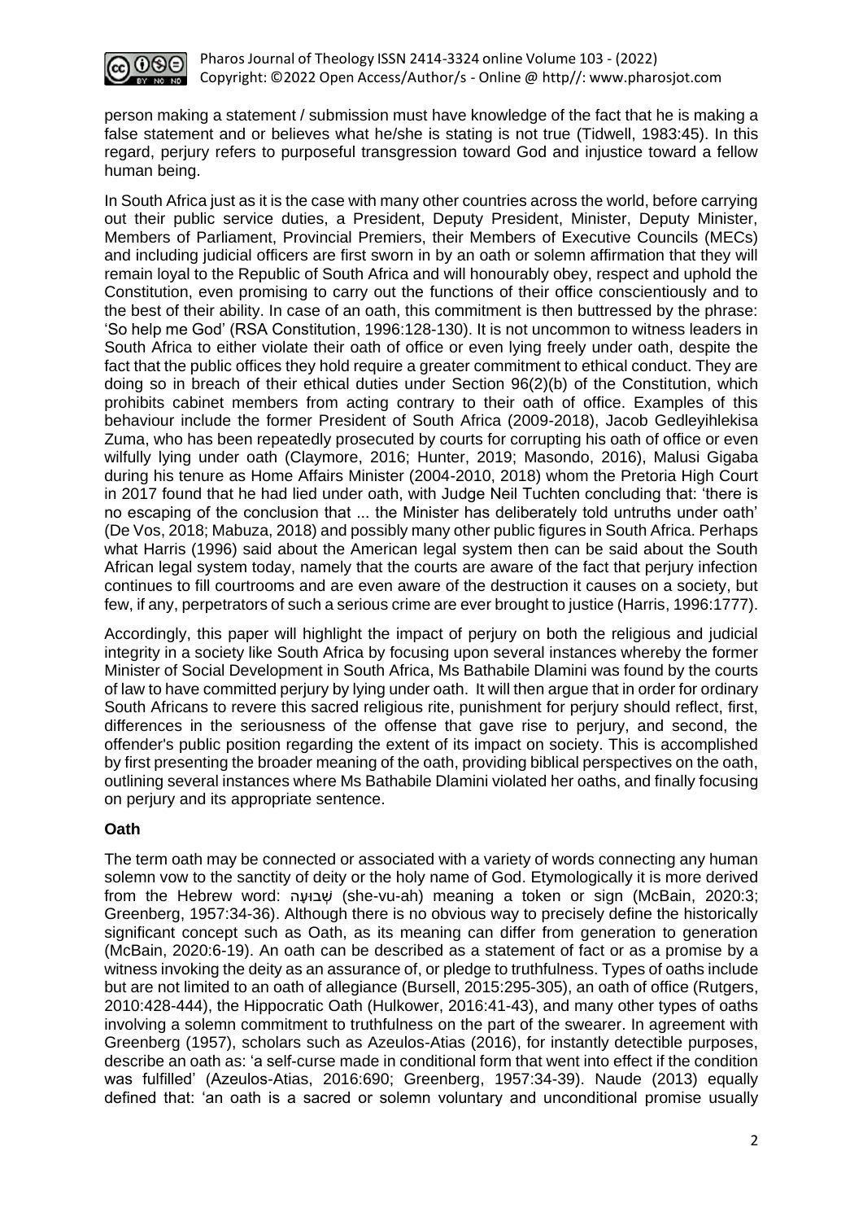person making a statement / submission must have knowledge of the fact that he is making a false statement and or believes what he/she is stating is not true (Tidwell, 1983:45). In this regard, perjury refers to purposeful transgression toward God and injustice toward a fellow human being.

In South Africa just as it is the case with many other countries across the world, before carrying out their public service duties, a President, Deputy President, Minister, Deputy Minister, Members of Parliament, Provincial Premiers, their Members of Executive Councils (MECs) and including judicial officers are first sworn in by an oath or solemn affirmation that they will remain loyal to the Republic of South Africa and will honourably obey, respect and uphold the Constitution, even promising to carry out the functions of their office conscientiously and to the best of their ability. In case of an oath, this commitment is then buttressed by the phrase: 'So help me God' (RSA Constitution, 1996:128-130). It is not uncommon to witness leaders in South Africa to either violate their oath of office or even lying freely under oath, despite the fact that the public offices they hold require a greater commitment to ethical conduct. They are doing so in breach of their ethical duties under Section 96(2)(b) of the Constitution, which prohibits cabinet members from acting contrary to their oath of office. Examples of this behaviour include the former President of South Africa (2009-2018), Jacob Gedleyihlekisa Zuma, who has been repeatedly prosecuted by courts for corrupting his oath of office or even wilfully lying under oath (Claymore, 2016; Hunter, 2019; Masondo, 2016), Malusi Gigaba during his tenure as Home Affairs Minister (2004-2010, 2018) whom the Pretoria High Court in 2017 found that he had lied under oath, with Judge Neil Tuchten concluding that: 'there is no escaping of the conclusion that ... the Minister has deliberately told untruths under oath' (De Vos, 2018; Mabuza, 2018) and possibly many other public figures in South Africa. Perhaps what Harris (1996) said about the American legal system then can be said about the South African legal system today, namely that the courts are aware of the fact that perjury infection continues to fill courtrooms and are even aware of the destruction it causes on a society, but few, if any, perpetrators of such a serious crime are ever brought to justice (Harris, 1996:1777).

Accordingly, this paper will highlight the impact of perjury on both the religious and judicial integrity in a society like South Africa by focusing upon several instances whereby the former Minister of Social Development in South Africa, Ms Bathabile Dlamini was found by the courts of law to have committed perjury by lying under oath. It will then argue that in order for ordinary South Africans to revere this sacred religious rite, punishment for perjury should reflect, first, differences in the seriousness of the offense that gave rise to perjury, and second, the offender's public position regarding the extent of its impact on society. This is accomplished by first presenting the broader meaning of the oath, providing biblical perspectives on the oath, outlining several instances where Ms Bathabile Dlamini violated her oaths, and finally focusing on perjury and its appropriate sentence.

## Oath

The term oath may be connected or associated with a variety of words connecting any human solemn vow to the sanctity of deity or the holy name of God. Etymologically it is more derived from the Hebrew word: שְׁבוּעָה (she-vu-ah) meaning a token or sign (McBain, 2020:3; Greenberg, 1957:34-36). Although there is no obvious way to precisely define the historically significant concept such as Oath, as its meaning can differ from generation to generation (McBain, 2020:6-19). An oath can be described as a statement of fact or as a promise by a witness invoking the deity as an assurance of, or pledge to truthfulness. Types of oaths include but are not limited to an oath of allegiance (Bursell, 2015:295-305), an oath of office (Rutgers, 2010:428-444), the Hippocratic Oath (Hulkower, 2016:41-43), and many other types of oaths involving a solemn commitment to truthfulness on the part of the swearer. In agreement with Greenberg (1957), scholars such as Azeulos-Atias (2016), for instantly detectible purposes, describe an oath as: 'a self-curse made in conditional form that went into effect if the condition was fulfilled' (Azeulos-Atias, 2016:690; Greenberg, 1957:34-39). Naude (2013) equally defined that: 'an oath is a sacred or solemn voluntary and unconditional promise usually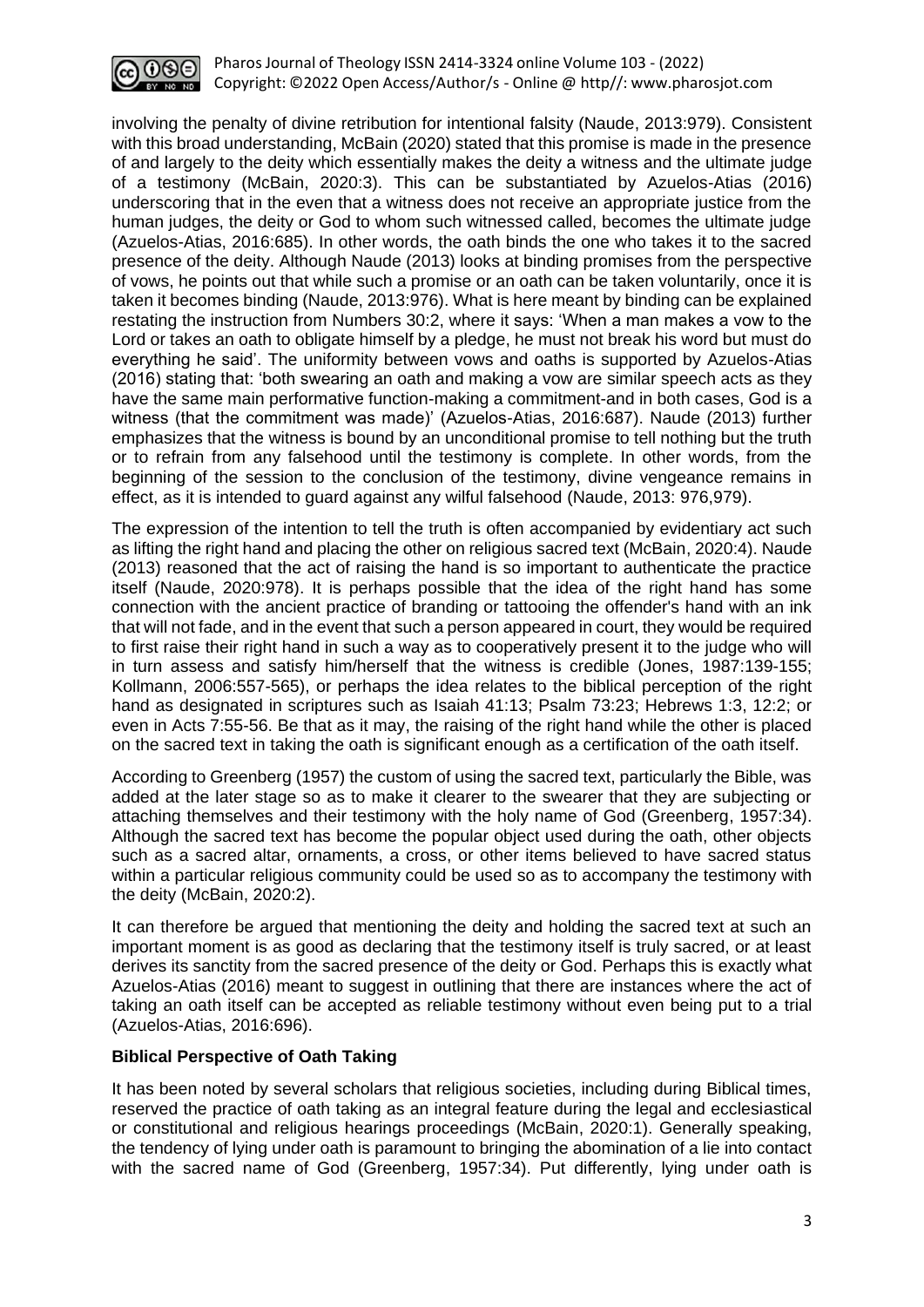involving the penalty of divine retribution for intentional falsity (Naude, 2013:979). Consistent with this broad understanding, McBain (2020) stated that this promise is made in the presence of and largely to the deity which essentially makes the deity a witness and the ultimate judge of a testimony (McBain, 2020:3). This can be substantiated by Azuelos-Atias (2016) underscoring that in the even that a witness does not receive an appropriate justice from the human judges, the deity or God to whom such witnessed called, becomes the ultimate judge (Azuelos-Atias, 2016:685). In other words, the oath binds the one who takes it to the sacred presence of the deity. Although Naude (2013) looks at binding promises from the perspective of vows, he points out that while such a promise or an oath can be taken voluntarily, once it is taken it becomes binding (Naude, 2013:976). What is here meant by binding can be explained restating the instruction from Numbers 30:2, where it says: 'When a man makes a vow to the Lord or takes an oath to obligate himself by a pledge, he must not break his word but must do everything he said'. The uniformity between vows and oaths is supported by Azuelos-Atias (2016) stating that: 'both swearing an oath and making a vow are similar speech acts as they have the same main performative function-making a commitment-and in both cases, God is a witness (that the commitment was made)' (Azuelos-Atias, 2016:687). Naude (2013) further emphasizes that the witness is bound by an unconditional promise to tell nothing but the truth or to refrain from any falsehood until the testimony is complete. In other words, from the beginning of the session to the conclusion of the testimony, divine vengeance remains in effect, as it is intended to guard against any wilful falsehood (Naude, 2013: 976,979).

The expression of the intention to tell the truth is often accompanied by evidentiary act such as lifting the right hand and placing the other on religious sacred text (McBain, 2020:4). Naude (2013) reasoned that the act of raising the hand is so important to authenticate the practice itself (Naude, 2020:978). It is perhaps possible that the idea of the right hand has some connection with the ancient practice of branding or tattooing the offender's hand with an ink that will not fade, and in the event that such a person appeared in court, they would be required to first raise their right hand in such a way as to cooperatively present it to the judge who will in turn assess and satisfy him/herself that the witness is credible (Jones, 1987:139-155; Kollmann, 2006:557-565), or perhaps the idea relates to the biblical perception of the right hand as designated in scriptures such as Isaiah 41:13; Psalm 73:23; Hebrews 1:3, 12:2; or even in Acts 7:55-56. Be that as it may, the raising of the right hand while the other is placed on the sacred text in taking the oath is significant enough as a certification of the oath itself.

According to Greenberg (1957) the custom of using the sacred text, particularly the Bible, was added at the later stage so as to make it clearer to the swearer that they are subjecting or attaching themselves and their testimony with the holy name of God (Greenberg, 1957:34). Although the sacred text has become the popular object used during the oath, other objects such as a sacred altar, ornaments, a cross, or other items believed to have sacred status within a particular religious community could be used so as to accompany the testimony with the deity (McBain, 2020:2).

It can therefore be argued that mentioning the deity and holding the sacred text at such an important moment is as good as declaring that the testimony itself is truly sacred, or at least derives its sanctity from the sacred presence of the deity or God. Perhaps this is exactly what Azuelos-Atias (2016) meant to suggest in outlining that there are instances where the act of taking an oath itself can be accepted as reliable testimony without even being put to a trial (Azuelos-Atias, 2016:696).

**Biblical Perspective of Oath Taking**

It has been noted by several scholars that religious societies, including during Biblical times, reserved the practice of oath taking as an integral feature during the legal and ecclesiastical or constitutional and religious hearings proceedings (McBain, 2020:1). Generally speaking, the tendency of lying under oath is paramount to bringing the abomination of a lie into contact with the sacred name of God (Greenberg, 1957:34). Put differently, lying under oath is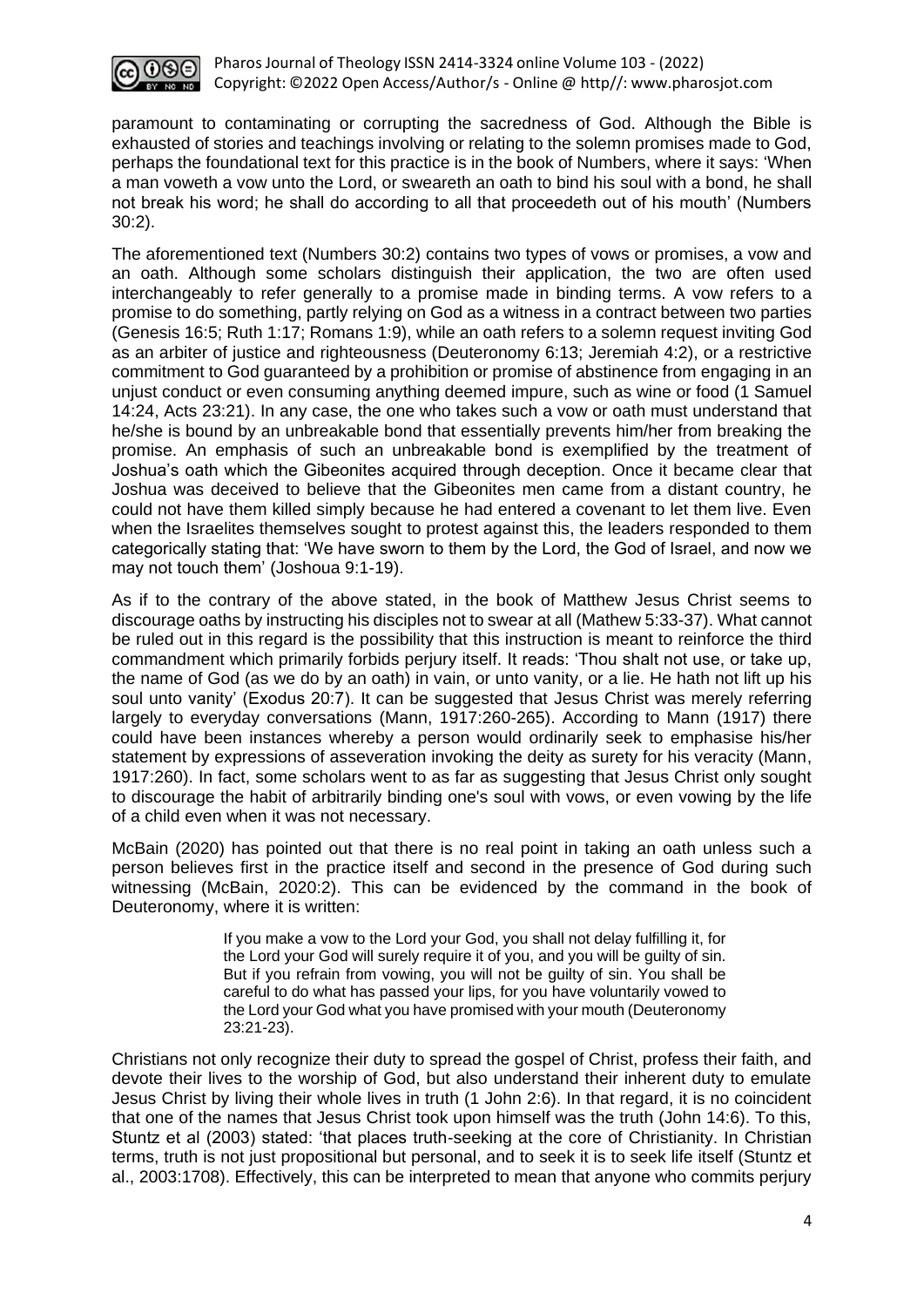paramount to contaminating or corrupting the sacredness of God. Although the Bible is exhausted of stories and teachings involving or relating to the solemn promises made to God, perhaps the foundational text for this practice is in the book of Numbers, where it says: 'When a man voweth a vow unto the Lord, or sweareth an oath to bind his soul with a bond, he shall not break his word; he shall do according to all that proceedeth out of his mouth' (Numbers 30:2).

The aforementioned text (Numbers 30:2) contains two types of vows or promises, a vow and an oath. Although some scholars distinguish their application, the two are often used interchangeably to refer generally to a promise made in binding terms. A vow refers to a promise to do something, partly relying on God as a witness in a contract between two parties (Genesis 16:5; Ruth 1:17; Romans 1:9), while an oath refers to a solemn request inviting God as an arbiter of justice and righteousness (Deuteronomy 6:13; Jeremiah 4:2), or a restrictive commitment to God guaranteed by a prohibition or promise of abstinence from engaging in an unjust conduct or even consuming anything deemed impure, such as wine or food (1 Samuel 14:24, Acts 23:21). In any case, the one who takes such a vow or oath must understand that he/she is bound by an unbreakable bond that essentially prevents him/her from breaking the promise. An emphasis of such an unbreakable bond is exemplified by the treatment of Joshua's oath which the Gibeonites acquired through deception. Once it became clear that Joshua was deceived to believe that the Gibeonites men came from a distant country, he could not have them killed simply because he had entered a covenant to let them live. Even when the Israelites themselves sought to protest against this, the leaders responded to them categorically stating that: 'We have sworn to them by the Lord, the God of Israel, and now we may not touch them' (Joshoua 9:1-19).

As if to the contrary of the above stated, in the book of Matthew Jesus Christ seems to discourage oaths by instructing his disciples not to swear at all (Mathew 5:33-37). What cannot be ruled out in this regard is the possibility that this instruction is meant to reinforce the third commandment which primarily forbids perjury itself. It reads: 'Thou shalt not use, or take up, the name of God (as we do by an oath) in vain, or unto vanity, or a lie. He hath not lift up his soul unto vanity' (Exodus 20:7). It can be suggested that Jesus Christ was merely referring largely to everyday conversations (Mann, 1917:260-265). According to Mann (1917) there could have been instances whereby a person would ordinarily seek to emphasise his/her statement by expressions of asseveration invoking the deity as surety for his veracity (Mann, 1917:260). In fact, some scholars went to as far as suggesting that Jesus Christ only sought to discourage the habit of arbitrarily binding one's soul with vows, or even vowing by the life of a child even when it was not necessary.

McBain (2020) has pointed out that there is no real point in taking an oath unless such a person believes first in the practice itself and second in the presence of God during such witnessing (McBain, 2020:2). This can be evidenced by the command in the book of Deuteronomy, where it is written:

> If you make a vow to the Lord your God, you shall not delay fulfilling it, for the Lord your God will surely require it of you, and you will be guilty of sin. But if you refrain from vowing, you will not be guilty of sin. You shall be careful to do what has passed your lips, for you have voluntarily vowed to the Lord your God what you have promised with your mouth (Deuteronomy 23:21-23).

Christians not only recognize their duty to spread the gospel of Christ, profess their faith, and devote their lives to the worship of God, but also understand their inherent duty to emulate Jesus Christ by living their whole lives in truth (1 John 2:6). In that regard, it is no coincident that one of the names that Jesus Christ took upon himself was the truth (John 14:6). To this, Stuntz et al (2003) stated: 'that places truth-seeking at the core of Christianity. In Christian terms, truth is not just propositional but personal, and to seek it is to seek life itself (Stuntz et al., 2003:1708). Effectively, this can be interpreted to mean that anyone who commits perjury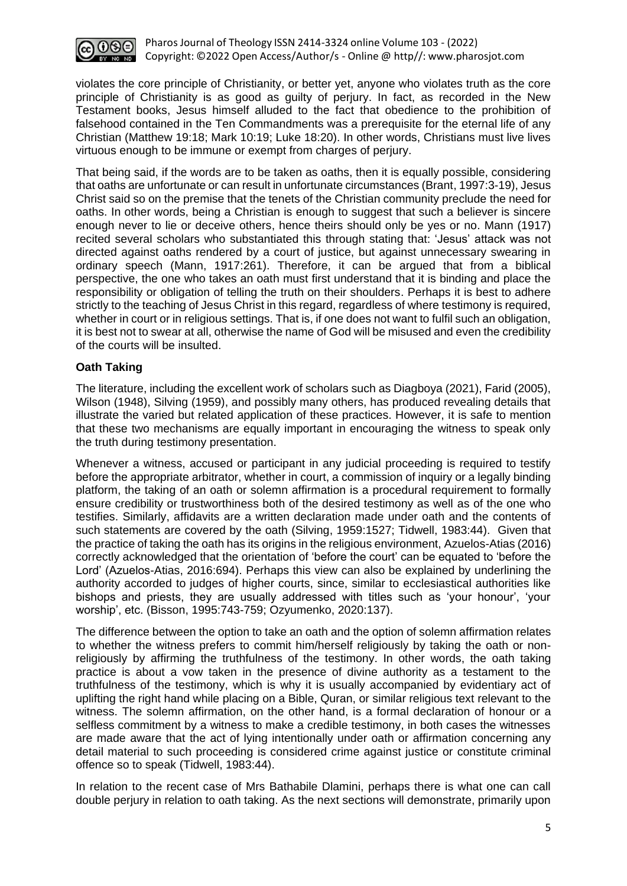violates the core principle of Christianity, or better yet, anyone who violates truth as the core principle of Christianity is as good as guilty of perjury. In fact, as recorded in the New Testament books, Jesus himself alluded to the fact that obedience to the prohibition of falsehood contained in the Ten Commandments was a prerequisite for the eternal life of any Christian (Matthew 19:18; Mark 10:19; Luke 18:20). In other words, Christians must live lives virtuous enough to be immune or exempt from charges of perjury.

That being said, if the words are to be taken as oaths, then it is equally possible, considering that oaths are unfortunate or can result in unfortunate circumstances (Brant, 1997:3-19), Jesus Christ said so on the premise that the tenets of the Christian community preclude the need for oaths. In other words, being a Christian is enough to suggest that such a believer is sincere enough never to lie or deceive others, hence theirs should only be yes or no. Mann (1917) recited several scholars who substantiated this through stating that: 'Jesus' attack was not directed against oaths rendered by a court of justice, but against unnecessary swearing in ordinary speech (Mann, 1917:261). Therefore, it can be argued that from a biblical perspective, the one who takes an oath must first understand that it is binding and place the responsibility or obligation of telling the truth on their shoulders. Perhaps it is best to adhere strictly to the teaching of Jesus Christ in this regard, regardless of where testimony is required, whether in court or in religious settings. That is, if one does not want to fulfil such an obligation, it is best not to swear at all, otherwise the name of God will be misused and even the credibility of the courts will be insulted.

**Oath Taking**

The literature, including the excellent work of scholars such as Diagboya (2021), Farid (2005), Wilson (1948), Silving (1959), and possibly many others, has produced revealing details that illustrate the varied but related application of these practices. However, it is safe to mention that these two mechanisms are equally important in encouraging the witness to speak only the truth during testimony presentation.

Whenever a witness, accused or participant in any judicial proceeding is required to testify before the appropriate arbitrator, whether in court, a commission of inquiry or a legally binding platform, the taking of an oath or solemn affirmation is a procedural requirement to formally ensure credibility or trustworthiness both of the desired testimony as well as of the one who testifies. Similarly, affidavits are a written declaration made under oath and the contents of such statements are covered by the oath (Silving, 1959:1527; Tidwell, 1983:44). Given that the practice of taking the oath has its origins in the religious environment, Azuelos-Atias (2016) correctly acknowledged that the orientation of 'before the court' can be equated to 'before the Lord' (Azuelos-Atias, 2016:694). Perhaps this view can also be explained by underlining the authority accorded to judges of higher courts, since, similar to ecclesiastical authorities like bishops and priests, they are usually addressed with titles such as 'your honour', 'your worship', etc. (Bisson, 1995:743-759; Ozyumenko, 2020:137).

The difference between the option to take an oath and the option of solemn affirmation relates to whether the witness prefers to commit him/herself religiously by taking the oath or non-religiously by affirming the truthfulness of the testimony. In other words, the oath taking practice is about a vow taken in the presence of divine authority as a testament to the truthfulness of the testimony, which is why it is usually accompanied by evidentiary act of uplifting the right hand while placing on a Bible, Quran, or similar religious text relevant to the witness. The solemn affirmation, on the other hand, is a formal declaration of honour or a selfless commitment by a witness to make a credible testimony, in both cases the witnesses are made aware that the act of lying intentionally under oath or affirmation concerning any detail material to such proceeding is considered crime against justice or constitute criminal offence so to speak (Tidwell, 1983:44).

In relation to the recent case of Mrs Bathabile Dlamini, perhaps there is what one can call double perjury in relation to oath taking. As the next sections will demonstrate, primarily upon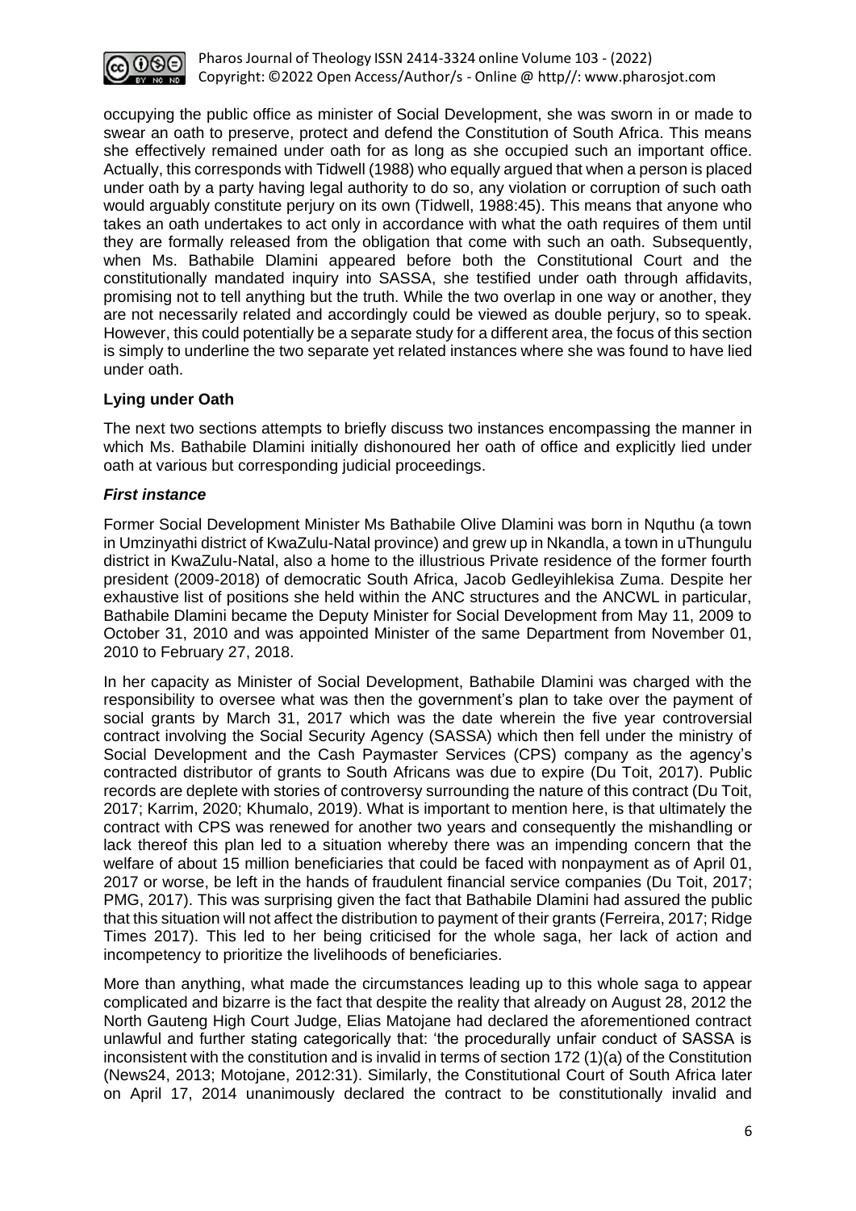occupying the public office as minister of Social Development, she was sworn in or made to swear an oath to preserve, protect and defend the Constitution of South Africa. This means she effectively remained under oath for as long as she occupied such an important office. Actually, this corresponds with Tidwell (1988) who equally argued that when a person is placed under oath by a party having legal authority to do so, any violation or corruption of such oath would arguably constitute perjury on its own (Tidwell, 1988:45). This means that anyone who takes an oath undertakes to act only in accordance with what the oath requires of them until they are formally released from the obligation that come with such an oath. Subsequently, when Ms. Bathabile Dlamini appeared before both the Constitutional Court and the constitutionally mandated inquiry into SASSA, she testified under oath through affidavits, promising not to tell anything but the truth. While the two overlap in one way or another, they are not necessarily related and accordingly could be viewed as double perjury, so to speak. However, this could potentially be a separate study for a different area, the focus of this section is simply to underline the two separate yet related instances where she was found to have lied under oath.

### Lying under Oath

The next two sections attempts to briefly discuss two instances encompassing the manner in which Ms. Bathabile Dlamini initially dishonoured her oath of office and explicitly lied under oath at various but corresponding judicial proceedings.

#### *First instance*

Former Social Development Minister Ms Bathabile Olive Dlamini was born in Nquthu (a town in Umzinyathi district of KwaZulu-Natal province) and grew up in Nkandla, a town in uThungulu district in KwaZulu-Natal, also a home to the illustrious Private residence of the former fourth president (2009-2018) of democratic South Africa, Jacob Gedleyihlekisa Zuma. Despite her exhaustive list of positions she held within the ANC structures and the ANCWL in particular, Bathabile Dlamini became the Deputy Minister for Social Development from May 11, 2009 to October 31, 2010 and was appointed Minister of the same Department from November 01, 2010 to February 27, 2018.

In her capacity as Minister of Social Development, Bathabile Dlamini was charged with the responsibility to oversee what was then the government's plan to take over the payment of social grants by March 31, 2017 which was the date wherein the five year controversial contract involving the Social Security Agency (SASSA) which then fell under the ministry of Social Development and the Cash Paymaster Services (CPS) company as the agency's contracted distributor of grants to South Africans was due to expire (Du Toit, 2017). Public records are deplete with stories of controversy surrounding the nature of this contract (Du Toit, 2017; Karrim, 2020; Khumalo, 2019). What is important to mention here, is that ultimately the contract with CPS was renewed for another two years and consequently the mishandling or lack thereof this plan led to a situation whereby there was an impending concern that the welfare of about 15 million beneficiaries that could be faced with nonpayment as of April 01, 2017 or worse, be left in the hands of fraudulent financial service companies (Du Toit, 2017; PMG, 2017). This was surprising given the fact that Bathabile Dlamini had assured the public that this situation will not affect the distribution to payment of their grants (Ferreira, 2017; Ridge Times 2017). This led to her being criticised for the whole saga, her lack of action and incompetency to prioritize the livelihoods of beneficiaries.

More than anything, what made the circumstances leading up to this whole saga to appear complicated and bizarre is the fact that despite the reality that already on August 28, 2012 the North Gauteng High Court Judge, Elias Matojane had declared the aforementioned contract unlawful and further stating categorically that: 'the procedurally unfair conduct of SASSA is inconsistent with the constitution and is invalid in terms of section 172 (1)(a) of the Constitution (News24, 2013; Motojane, 2012:31). Similarly, the Constitutional Court of South Africa later on April 17, 2014 unanimously declared the contract to be constitutionally invalid and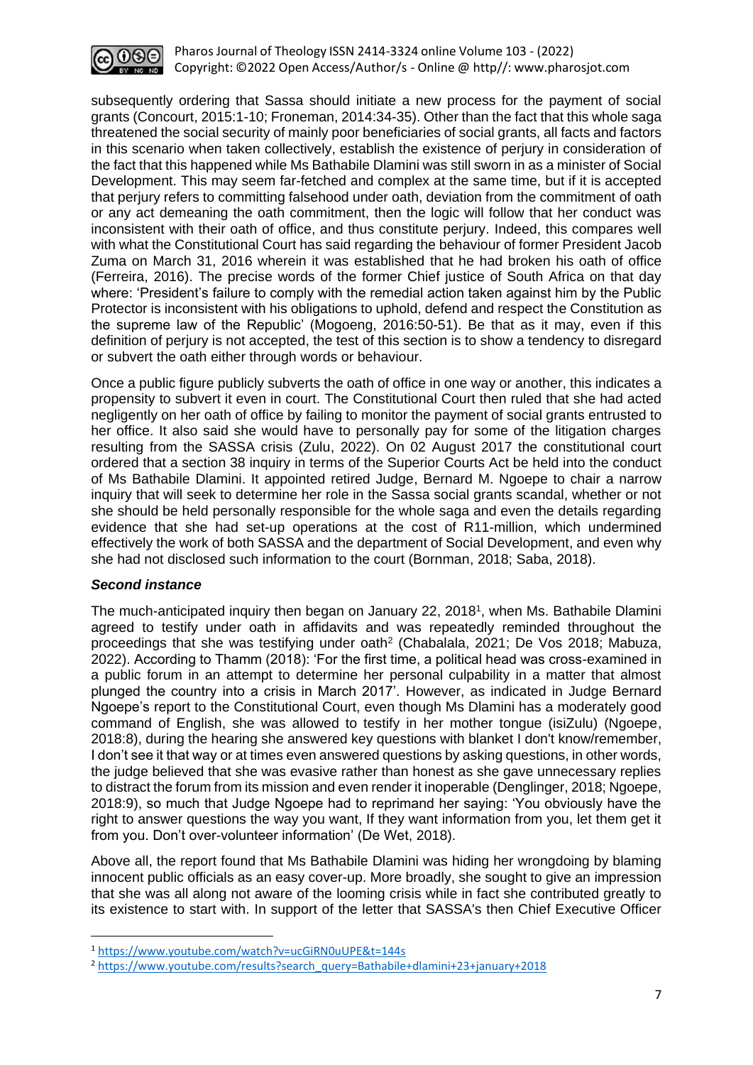subsequently ordering that Sassa should initiate a new process for the payment of social grants (Concourt, 2015:1-10; Froneman, 2014:34-35). Other than the fact that this whole saga threatened the social security of mainly poor beneficiaries of social grants, all facts and factors in this scenario when taken collectively, establish the existence of perjury in consideration of the fact that this happened while Ms Bathabile Dlamini was still sworn in as a minister of Social Development. This may seem far-fetched and complex at the same time, but if it is accepted that perjury refers to committing falsehood under oath, deviation from the commitment of oath or any act demeaning the oath commitment, then the logic will follow that her conduct was inconsistent with their oath of office, and thus constitute perjury. Indeed, this compares well with what the Constitutional Court has said regarding the behaviour of former President Jacob Zuma on March 31, 2016 wherein it was established that he had broken his oath of office (Ferreira, 2016). The precise words of the former Chief justice of South Africa on that day where: 'President's failure to comply with the remedial action taken against him by the Public Protector is inconsistent with his obligations to uphold, defend and respect the Constitution as the supreme law of the Republic' (Mogoeng, 2016:50-51). Be that as it may, even if this definition of perjury is not accepted, the test of this section is to show a tendency to disregard or subvert the oath either through words or behaviour.

Once a public figure publicly subverts the oath of office in one way or another, this indicates a propensity to subvert it even in court. The Constitutional Court then ruled that she had acted negligently on her oath of office by failing to monitor the payment of social grants entrusted to her office. It also said she would have to personally pay for some of the litigation charges resulting from the SASSA crisis (Zulu, 2022). On 02 August 2017 the constitutional court ordered that a section 38 inquiry in terms of the Superior Courts Act be held into the conduct of Ms Bathabile Dlamini. It appointed retired Judge, Bernard M. Ngoepe to chair a narrow inquiry that will seek to determine her role in the Sassa social grants scandal, whether or not she should be held personally responsible for the whole saga and even the details regarding evidence that she had set-up operations at the cost of R11-million, which undermined effectively the work of both SASSA and the department of Social Development, and even why she had not disclosed such information to the court (Bornman, 2018; Saba, 2018).

### *Second instance*

The much-anticipated inquiry then began on January 22, 2018[1], when Ms. Bathabile Dlamini agreed to testify under oath in affidavits and was repeatedly reminded throughout the proceedings that she was testifying under oath[2] (Chabalala, 2021; De Vos 2018; Mabuza, 2022). According to Thamm (2018): 'For the first time, a political head was cross-examined in a public forum in an attempt to determine her personal culpability in a matter that almost plunged the country into a crisis in March 2017'. However, as indicated in Judge Bernard Ngoepe's report to the Constitutional Court, even though Ms Dlamini has a moderately good command of English, she was allowed to testify in her mother tongue (isiZulu) (Ngoepe, 2018:8), during the hearing she answered key questions with blanket I don't know/remember, I don't see it that way or at times even answered questions by asking questions, in other words, the judge believed that she was evasive rather than honest as she gave unnecessary replies to distract the forum from its mission and even render it inoperable (Denglinger, 2018; Ngoepe, 2018:9), so much that Judge Ngoepe had to reprimand her saying: 'You obviously have the right to answer questions the way you want, If they want information from you, let them get it from you. Don't over-volunteer information' (De Wet, 2018).

Above all, the report found that Ms Bathabile Dlamini was hiding her wrongdoing by blaming innocent public officials as an easy cover-up. More broadly, she sought to give an impression that she was all along not aware of the looming crisis while in fact she contributed greatly to its existence to start with. In support of the letter that SASSA's then Chief Executive Officer

---

[1] https://www.youtube.com/watch?v=ucGiRN0uUPE&t=144s

[2] https://www.youtube.com/results?search_query=Bathabile+dlamini+23+january+2018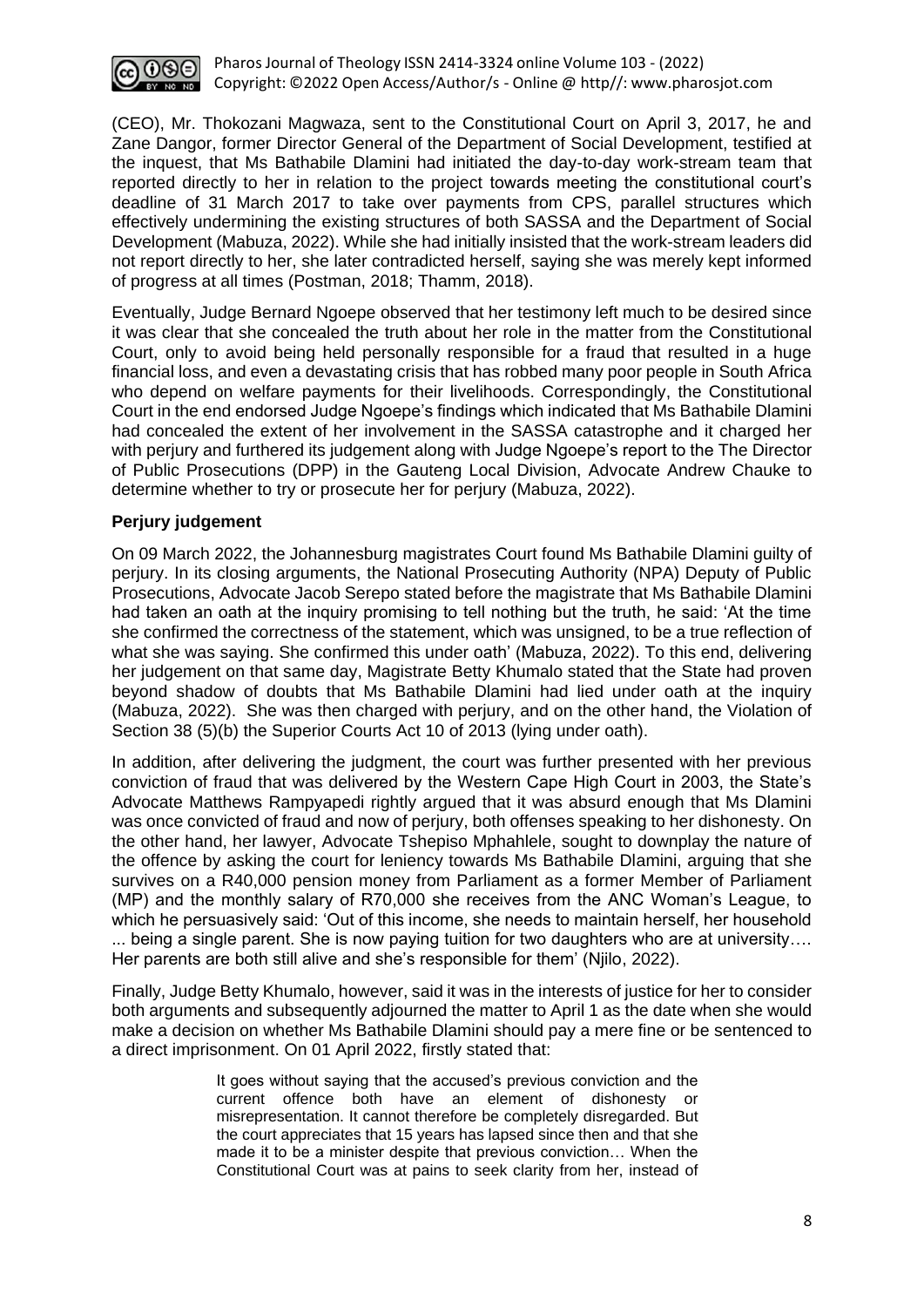(CEO), Mr. Thokozani Magwaza, sent to the Constitutional Court on April 3, 2017, he and Zane Dangor, former Director General of the Department of Social Development, testified at the inquest, that Ms Bathabile Dlamini had initiated the day-to-day work-stream team that reported directly to her in relation to the project towards meeting the constitutional court's deadline of 31 March 2017 to take over payments from CPS, parallel structures which effectively undermining the existing structures of both SASSA and the Department of Social Development (Mabuza, 2022). While she had initially insisted that the work-stream leaders did not report directly to her, she later contradicted herself, saying she was merely kept informed of progress at all times (Postman, 2018; Thamm, 2018).

Eventually, Judge Bernard Ngoepe observed that her testimony left much to be desired since it was clear that she concealed the truth about her role in the matter from the Constitutional Court, only to avoid being held personally responsible for a fraud that resulted in a huge financial loss, and even a devastating crisis that has robbed many poor people in South Africa who depend on welfare payments for their livelihoods. Correspondingly, the Constitutional Court in the end endorsed Judge Ngoepe's findings which indicated that Ms Bathabile Dlamini had concealed the extent of her involvement in the SASSA catastrophe and it charged her with perjury and furthered its judgement along with Judge Ngoepe's report to the The Director of Public Prosecutions (DPP) in the Gauteng Local Division, Advocate Andrew Chauke to determine whether to try or prosecute her for perjury (Mabuza, 2022).

**Perjury judgement**

On 09 March 2022, the Johannesburg magistrates Court found Ms Bathabile Dlamini guilty of perjury. In its closing arguments, the National Prosecuting Authority (NPA) Deputy of Public Prosecutions, Advocate Jacob Serepo stated before the magistrate that Ms Bathabile Dlamini had taken an oath at the inquiry promising to tell nothing but the truth, he said: 'At the time she confirmed the correctness of the statement, which was unsigned, to be a true reflection of what she was saying. She confirmed this under oath' (Mabuza, 2022). To this end, delivering her judgement on that same day, Magistrate Betty Khumalo stated that the State had proven beyond shadow of doubts that Ms Bathabile Dlamini had lied under oath at the inquiry (Mabuza, 2022). She was then charged with perjury, and on the other hand, the Violation of Section 38 (5)(b) the Superior Courts Act 10 of 2013 (lying under oath).

In addition, after delivering the judgment, the court was further presented with her previous conviction of fraud that was delivered by the Western Cape High Court in 2003, the State's Advocate Matthews Rampyapedi rightly argued that it was absurd enough that Ms Dlamini was once convicted of fraud and now of perjury, both offenses speaking to her dishonesty. On the other hand, her lawyer, Advocate Tshepiso Mphahlele, sought to downplay the nature of the offence by asking the court for leniency towards Ms Bathabile Dlamini, arguing that she survives on a R40,000 pension money from Parliament as a former Member of Parliament (MP) and the monthly salary of R70,000 she receives from the ANC Woman's League, to which he persuasively said: 'Out of this income, she needs to maintain herself, her household ... being a single parent. She is now paying tuition for two daughters who are at university…. Her parents are both still alive and she's responsible for them' (Njilo, 2022).

Finally, Judge Betty Khumalo, however, said it was in the interests of justice for her to consider both arguments and subsequently adjourned the matter to April 1 as the date when she would make a decision on whether Ms Bathabile Dlamini should pay a mere fine or be sentenced to a direct imprisonment. On 01 April 2022, firstly stated that:

> It goes without saying that the accused's previous conviction and the current offence both have an element of dishonesty or misrepresentation. It cannot therefore be completely disregarded. But the court appreciates that 15 years has lapsed since then and that she made it to be a minister despite that previous conviction… When the Constitutional Court was at pains to seek clarity from her, instead of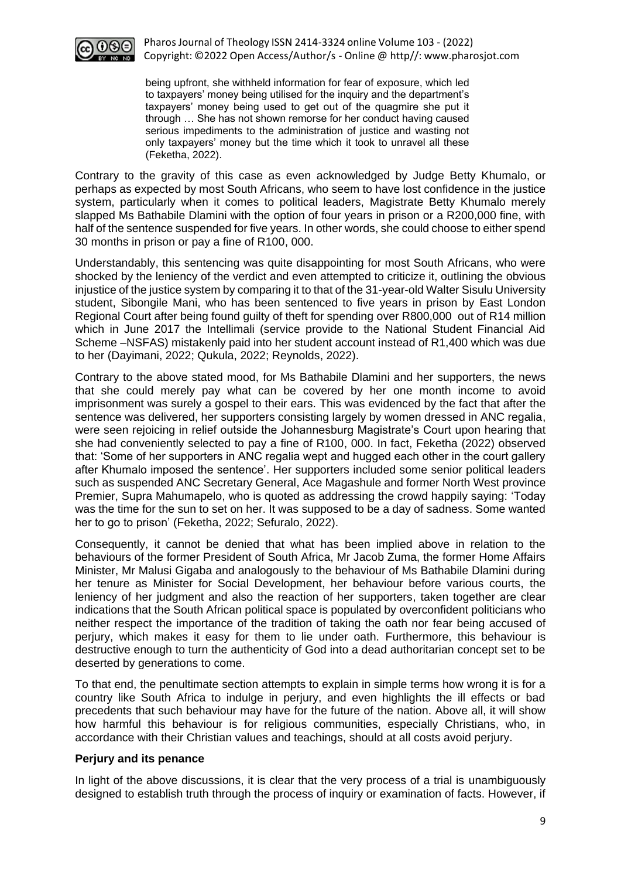> being upfront, she withheld information for fear of exposure, which led to taxpayers' money being utilised for the inquiry and the department's taxpayers' money being used to get out of the quagmire she put it through … She has not shown remorse for her conduct having caused serious impediments to the administration of justice and wasting not only taxpayers' money but the time which it took to unravel all these (Feketha, 2022).

Contrary to the gravity of this case as even acknowledged by Judge Betty Khumalo, or perhaps as expected by most South Africans, who seem to have lost confidence in the justice system, particularly when it comes to political leaders, Magistrate Betty Khumalo merely slapped Ms Bathabile Dlamini with the option of four years in prison or a R200,000 fine, with half of the sentence suspended for five years. In other words, she could choose to either spend 30 months in prison or pay a fine of R100, 000.

Understandably, this sentencing was quite disappointing for most South Africans, who were shocked by the leniency of the verdict and even attempted to criticize it, outlining the obvious injustice of the justice system by comparing it to that of the 31-year-old Walter Sisulu University student, Sibongile Mani, who has been sentenced to five years in prison by East London Regional Court after being found guilty of theft for spending over R800,000 out of R14 million which in June 2017 the Intellimali (service provide to the National Student Financial Aid Scheme –NSFAS) mistakenly paid into her student account instead of R1,400 which was due to her (Dayimani, 2022; Qukula, 2022; Reynolds, 2022).

Contrary to the above stated mood, for Ms Bathabile Dlamini and her supporters, the news that she could merely pay what can be covered by her one month income to avoid imprisonment was surely a gospel to their ears. This was evidenced by the fact that after the sentence was delivered, her supporters consisting largely by women dressed in ANC regalia, were seen rejoicing in relief outside the Johannesburg Magistrate's Court upon hearing that she had conveniently selected to pay a fine of R100, 000. In fact, Feketha (2022) observed that: 'Some of her supporters in ANC regalia wept and hugged each other in the court gallery after Khumalo imposed the sentence'. Her supporters included some senior political leaders such as suspended ANC Secretary General, Ace Magashule and former North West province Premier, Supra Mahumapelo, who is quoted as addressing the crowd happily saying: 'Today was the time for the sun to set on her. It was supposed to be a day of sadness. Some wanted her to go to prison' (Feketha, 2022; Sefuralo, 2022).

Consequently, it cannot be denied that what has been implied above in relation to the behaviours of the former President of South Africa, Mr Jacob Zuma, the former Home Affairs Minister, Mr Malusi Gigaba and analogously to the behaviour of Ms Bathabile Dlamini during her tenure as Minister for Social Development, her behaviour before various courts, the leniency of her judgment and also the reaction of her supporters, taken together are clear indications that the South African political space is populated by overconfident politicians who neither respect the importance of the tradition of taking the oath nor fear being accused of perjury, which makes it easy for them to lie under oath. Furthermore, this behaviour is destructive enough to turn the authenticity of God into a dead authoritarian concept set to be deserted by generations to come.

To that end, the penultimate section attempts to explain in simple terms how wrong it is for a country like South Africa to indulge in perjury, and even highlights the ill effects or bad precedents that such behaviour may have for the future of the nation. Above all, it will show how harmful this behaviour is for religious communities, especially Christians, who, in accordance with their Christian values and teachings, should at all costs avoid perjury.

**Perjury and its penance**

In light of the above discussions, it is clear that the very process of a trial is unambiguously designed to establish truth through the process of inquiry or examination of facts. However, if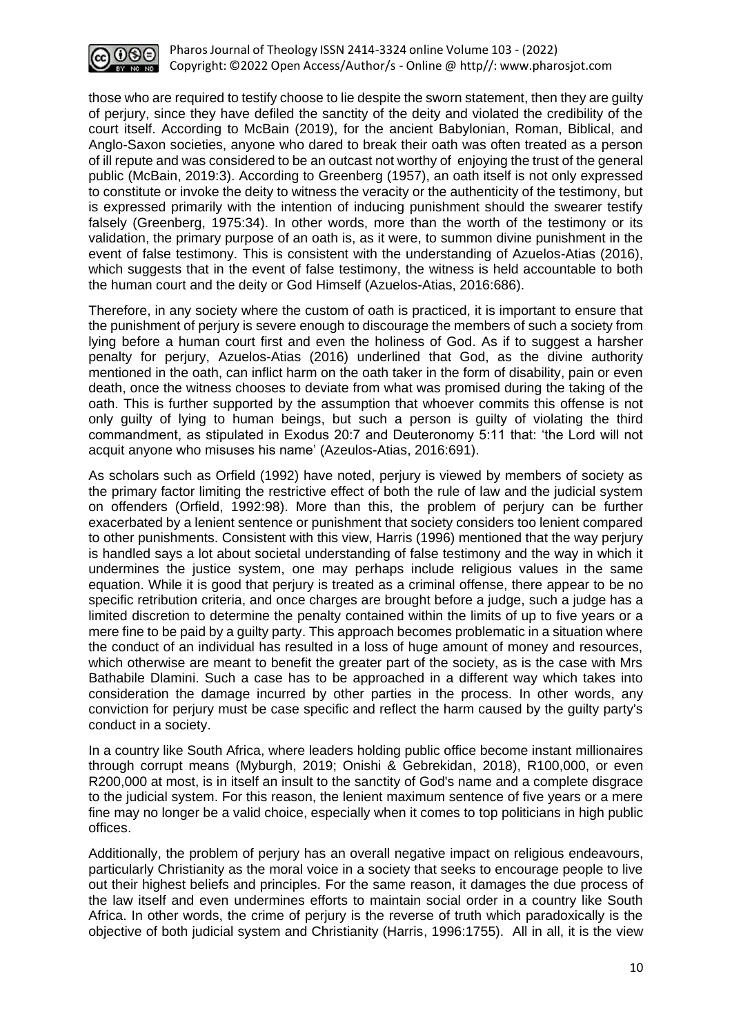those who are required to testify choose to lie despite the sworn statement, then they are guilty of perjury, since they have defiled the sanctity of the deity and violated the credibility of the court itself. According to McBain (2019), for the ancient Babylonian, Roman, Biblical, and Anglo-Saxon societies, anyone who dared to break their oath was often treated as a person of ill repute and was considered to be an outcast not worthy of enjoying the trust of the general public (McBain, 2019:3). According to Greenberg (1957), an oath itself is not only expressed to constitute or invoke the deity to witness the veracity or the authenticity of the testimony, but is expressed primarily with the intention of inducing punishment should the swearer testify falsely (Greenberg, 1975:34). In other words, more than the worth of the testimony or its validation, the primary purpose of an oath is, as it were, to summon divine punishment in the event of false testimony. This is consistent with the understanding of Azuelos-Atias (2016), which suggests that in the event of false testimony, the witness is held accountable to both the human court and the deity or God Himself (Azuelos-Atias, 2016:686).

Therefore, in any society where the custom of oath is practiced, it is important to ensure that the punishment of perjury is severe enough to discourage the members of such a society from lying before a human court first and even the holiness of God. As if to suggest a harsher penalty for perjury, Azuelos-Atias (2016) underlined that God, as the divine authority mentioned in the oath, can inflict harm on the oath taker in the form of disability, pain or even death, once the witness chooses to deviate from what was promised during the taking of the oath. This is further supported by the assumption that whoever commits this offense is not only guilty of lying to human beings, but such a person is guilty of violating the third commandment, as stipulated in Exodus 20:7 and Deuteronomy 5:11 that: 'the Lord will not acquit anyone who misuses his name' (Azeulos-Atias, 2016:691).

As scholars such as Orfield (1992) have noted, perjury is viewed by members of society as the primary factor limiting the restrictive effect of both the rule of law and the judicial system on offenders (Orfield, 1992:98). More than this, the problem of perjury can be further exacerbated by a lenient sentence or punishment that society considers too lenient compared to other punishments. Consistent with this view, Harris (1996) mentioned that the way perjury is handled says a lot about societal understanding of false testimony and the way in which it undermines the justice system, one may perhaps include religious values in the same equation. While it is good that perjury is treated as a criminal offense, there appear to be no specific retribution criteria, and once charges are brought before a judge, such a judge has a limited discretion to determine the penalty contained within the limits of up to five years or a mere fine to be paid by a guilty party. This approach becomes problematic in a situation where the conduct of an individual has resulted in a loss of huge amount of money and resources, which otherwise are meant to benefit the greater part of the society, as is the case with Mrs Bathabile Dlamini. Such a case has to be approached in a different way which takes into consideration the damage incurred by other parties in the process. In other words, any conviction for perjury must be case specific and reflect the harm caused by the guilty party's conduct in a society.

In a country like South Africa, where leaders holding public office become instant millionaires through corrupt means (Myburgh, 2019; Onishi & Gebrekidan, 2018), R100,000, or even R200,000 at most, is in itself an insult to the sanctity of God's name and a complete disgrace to the judicial system. For this reason, the lenient maximum sentence of five years or a mere fine may no longer be a valid choice, especially when it comes to top politicians in high public offices.

Additionally, the problem of perjury has an overall negative impact on religious endeavours, particularly Christianity as the moral voice in a society that seeks to encourage people to live out their highest beliefs and principles. For the same reason, it damages the due process of the law itself and even undermines efforts to maintain social order in a country like South Africa. In other words, the crime of perjury is the reverse of truth which paradoxically is the objective of both judicial system and Christianity (Harris, 1996:1755). All in all, it is the view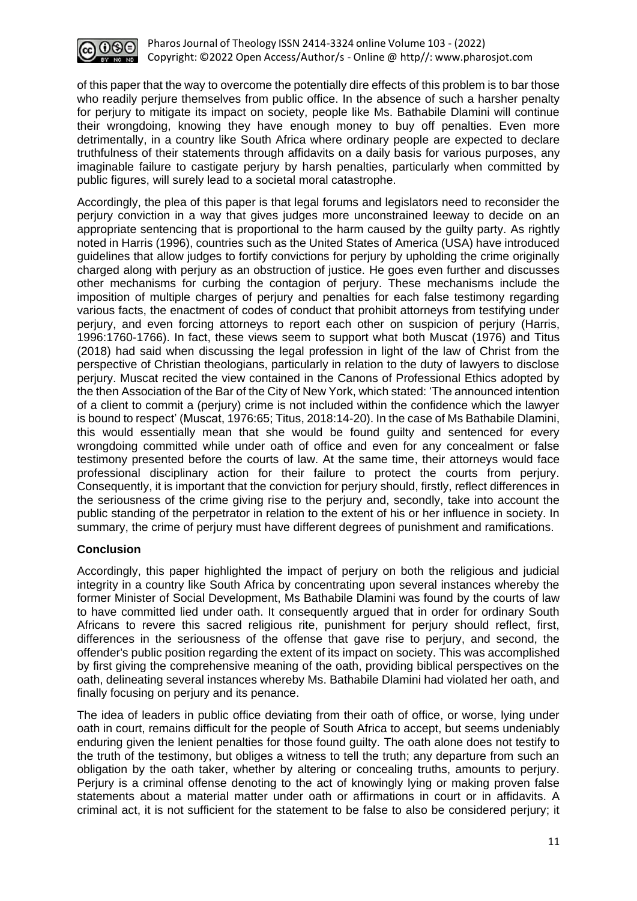of this paper that the way to overcome the potentially dire effects of this problem is to bar those who readily perjure themselves from public office. In the absence of such a harsher penalty for perjury to mitigate its impact on society, people like Ms. Bathabile Dlamini will continue their wrongdoing, knowing they have enough money to buy off penalties. Even more detrimentally, in a country like South Africa where ordinary people are expected to declare truthfulness of their statements through affidavits on a daily basis for various purposes, any imaginable failure to castigate perjury by harsh penalties, particularly when committed by public figures, will surely lead to a societal moral catastrophe.

Accordingly, the plea of this paper is that legal forums and legislators need to reconsider the perjury conviction in a way that gives judges more unconstrained leeway to decide on an appropriate sentencing that is proportional to the harm caused by the guilty party. As rightly noted in Harris (1996), countries such as the United States of America (USA) have introduced guidelines that allow judges to fortify convictions for perjury by upholding the crime originally charged along with perjury as an obstruction of justice. He goes even further and discusses other mechanisms for curbing the contagion of perjury. These mechanisms include the imposition of multiple charges of perjury and penalties for each false testimony regarding various facts, the enactment of codes of conduct that prohibit attorneys from testifying under perjury, and even forcing attorneys to report each other on suspicion of perjury (Harris, 1996:1760-1766). In fact, these views seem to support what both Muscat (1976) and Titus (2018) had said when discussing the legal profession in light of the law of Christ from the perspective of Christian theologians, particularly in relation to the duty of lawyers to disclose perjury. Muscat recited the view contained in the Canons of Professional Ethics adopted by the then Association of the Bar of the City of New York, which stated: 'The announced intention of a client to commit a (perjury) crime is not included within the confidence which the lawyer is bound to respect' (Muscat, 1976:65; Titus, 2018:14-20). In the case of Ms Bathabile Dlamini, this would essentially mean that she would be found guilty and sentenced for every wrongdoing committed while under oath of office and even for any concealment or false testimony presented before the courts of law. At the same time, their attorneys would face professional disciplinary action for their failure to protect the courts from perjury. Consequently, it is important that the conviction for perjury should, firstly, reflect differences in the seriousness of the crime giving rise to the perjury and, secondly, take into account the public standing of the perpetrator in relation to the extent of his or her influence in society. In summary, the crime of perjury must have different degrees of punishment and ramifications.

## Conclusion

Accordingly, this paper highlighted the impact of perjury on both the religious and judicial integrity in a country like South Africa by concentrating upon several instances whereby the former Minister of Social Development, Ms Bathabile Dlamini was found by the courts of law to have committed lied under oath. It consequently argued that in order for ordinary South Africans to revere this sacred religious rite, punishment for perjury should reflect, first, differences in the seriousness of the offense that gave rise to perjury, and second, the offender's public position regarding the extent of its impact on society. This was accomplished by first giving the comprehensive meaning of the oath, providing biblical perspectives on the oath, delineating several instances whereby Ms. Bathabile Dlamini had violated her oath, and finally focusing on perjury and its penance.

The idea of leaders in public office deviating from their oath of office, or worse, lying under oath in court, remains difficult for the people of South Africa to accept, but seems undeniably enduring given the lenient penalties for those found guilty. The oath alone does not testify to the truth of the testimony, but obliges a witness to tell the truth; any departure from such an obligation by the oath taker, whether by altering or concealing truths, amounts to perjury. Perjury is a criminal offense denoting to the act of knowingly lying or making proven false statements about a material matter under oath or affirmations in court or in affidavits. A criminal act, it is not sufficient for the statement to be false to also be considered perjury; it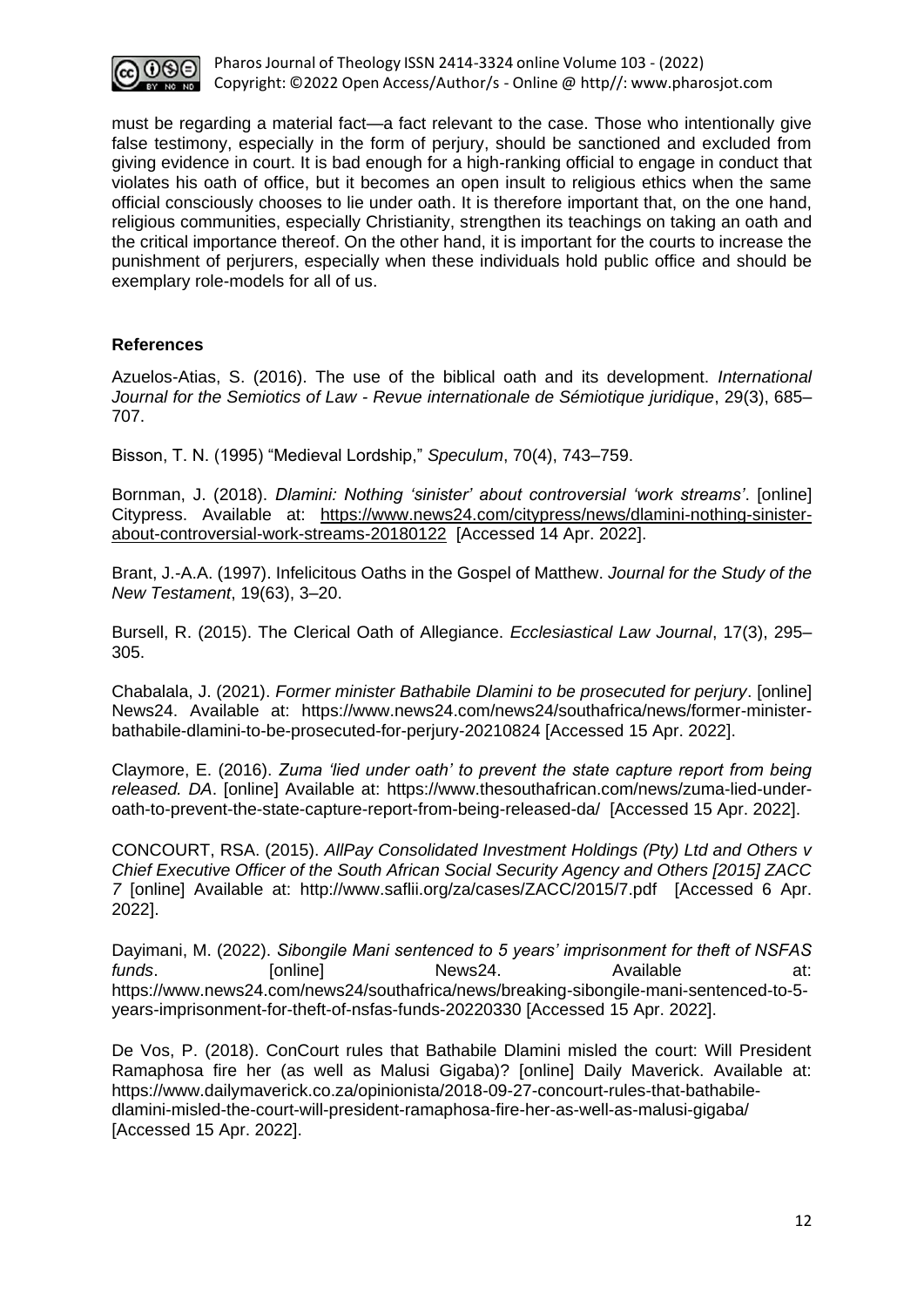must be regarding a material fact—a fact relevant to the case. Those who intentionally give false testimony, especially in the form of perjury, should be sanctioned and excluded from giving evidence in court. It is bad enough for a high-ranking official to engage in conduct that violates his oath of office, but it becomes an open insult to religious ethics when the same official consciously chooses to lie under oath. It is therefore important that, on the one hand, religious communities, especially Christianity, strengthen its teachings on taking an oath and the critical importance thereof. On the other hand, it is important for the courts to increase the punishment of perjurers, especially when these individuals hold public office and should be exemplary role-models for all of us.

## References

Azuelos-Atias, S. (2016). The use of the biblical oath and its development. *International Journal for the Semiotics of Law - Revue internationale de Sémiotique juridique*, 29(3), 685–707.

Bisson, T. N. (1995) "Medieval Lordship," *Speculum*, 70(4), 743–759.

Bornman, J. (2018). *Dlamini: Nothing 'sinister' about controversial 'work streams'*. [online] Citypress. Available at: https://www.news24.com/citypress/news/dlamini-nothing-sinister-about-controversial-work-streams-20180122 [Accessed 14 Apr. 2022].

Brant, J.-A.A. (1997). Infelicitous Oaths in the Gospel of Matthew. *Journal for the Study of the New Testament*, 19(63), 3–20.

Bursell, R. (2015). The Clerical Oath of Allegiance. *Ecclesiastical Law Journal*, 17(3), 295–305.

Chabalala, J. (2021). *Former minister Bathabile Dlamini to be prosecuted for perjury*. [online] News24. Available at: https://www.news24.com/news24/southafrica/news/former-minister-bathabile-dlamini-to-be-prosecuted-for-perjury-20210824 [Accessed 15 Apr. 2022].

Claymore, E. (2016). *Zuma 'lied under oath' to prevent the state capture report from being released. DA*. [online] Available at: https://www.thesouthafrican.com/news/zuma-lied-under-oath-to-prevent-the-state-capture-report-from-being-released-da/ [Accessed 15 Apr. 2022].

CONCOURT, RSA. (2015). *AllPay Consolidated Investment Holdings (Pty) Ltd and Others v Chief Executive Officer of the South African Social Security Agency and Others [2015] ZACC 7* [online] Available at: http://www.saflii.org/za/cases/ZACC/2015/7.pdf [Accessed 6 Apr. 2022].

Dayimani, M. (2022). *Sibongile Mani sentenced to 5 years' imprisonment for theft of NSFAS funds*. [online] News24. Available at: https://www.news24.com/news24/southafrica/news/breaking-sibongile-mani-sentenced-to-5-years-imprisonment-for-theft-of-nsfas-funds-20220330 [Accessed 15 Apr. 2022].

De Vos, P. (2018). ConCourt rules that Bathabile Dlamini misled the court: Will President Ramaphosa fire her (as well as Malusi Gigaba)? [online] Daily Maverick. Available at: https://www.dailymaverick.co.za/opinionista/2018-09-27-concourt-rules-that-bathabile-dlamini-misled-the-court-will-president-ramaphosa-fire-her-as-well-as-malusi-gigaba/ [Accessed 15 Apr. 2022].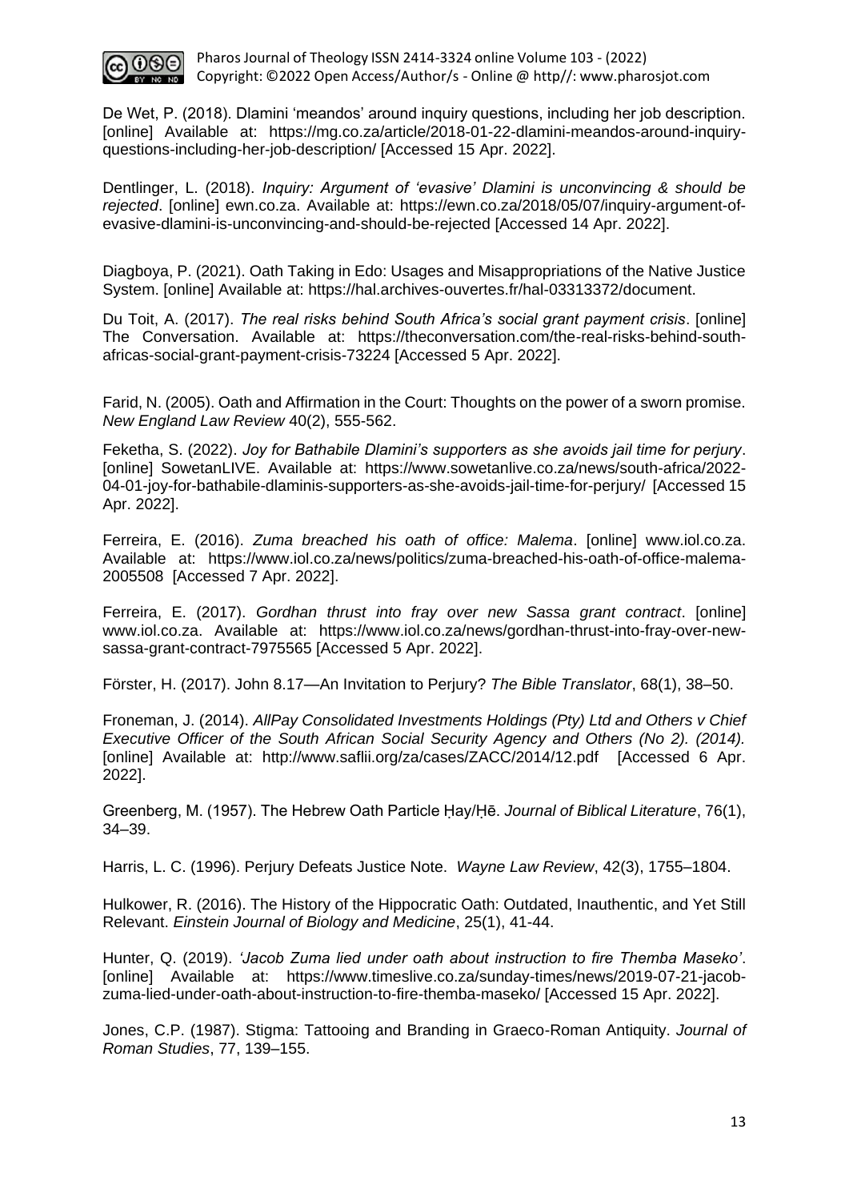De Wet, P. (2018). Dlamini 'meandos' around inquiry questions, including her job description. [online] Available at: https://mg.co.za/article/2018-01-22-dlamini-meandos-around-inquiry-questions-including-her-job-description/ [Accessed 15 Apr. 2022].

Dentlinger, L. (2018). *Inquiry: Argument of 'evasive' Dlamini is unconvincing & should be rejected*. [online] ewn.co.za. Available at: https://ewn.co.za/2018/05/07/inquiry-argument-of-evasive-dlamini-is-unconvincing-and-should-be-rejected [Accessed 14 Apr. 2022].

Diagboya, P. (2021). Oath Taking in Edo: Usages and Misappropriations of the Native Justice System. [online] Available at: https://hal.archives-ouvertes.fr/hal-03313372/document.

Du Toit, A. (2017). *The real risks behind South Africa's social grant payment crisis*. [online] The Conversation. Available at: https://theconversation.com/the-real-risks-behind-south-africas-social-grant-payment-crisis-73224 [Accessed 5 Apr. 2022].

Farid, N. (2005). Oath and Affirmation in the Court: Thoughts on the power of a sworn promise. *New England Law Review* 40(2), 555-562.

Feketha, S. (2022). *Joy for Bathabile Dlamini's supporters as she avoids jail time for perjury*. [online] SowetanLIVE. Available at: https://www.sowetanlive.co.za/news/south-africa/2022-04-01-joy-for-bathabile-dlaminis-supporters-as-she-avoids-jail-time-for-perjury/ [Accessed 15 Apr. 2022].

Ferreira, E. (2016). *Zuma breached his oath of office: Malema*. [online] www.iol.co.za. Available at: https://www.iol.co.za/news/politics/zuma-breached-his-oath-of-office-malema-2005508 [Accessed 7 Apr. 2022].

Ferreira, E. (2017). *Gordhan thrust into fray over new Sassa grant contract*. [online] www.iol.co.za. Available at: https://www.iol.co.za/news/gordhan-thrust-into-fray-over-new-sassa-grant-contract-7975565 [Accessed 5 Apr. 2022].

Förster, H. (2017). John 8.17—An Invitation to Perjury? *The Bible Translator*, 68(1), 38–50.

Froneman, J. (2014). *AllPay Consolidated Investments Holdings (Pty) Ltd and Others v Chief Executive Officer of the South African Social Security Agency and Others (No 2). (2014).* [online] Available at: http://www.saflii.org/za/cases/ZACC/2014/12.pdf [Accessed 6 Apr. 2022].

Greenberg, M. (1957). The Hebrew Oath Particle Ḥay/Ḥē. *Journal of Biblical Literature*, 76(1), 34–39.

Harris, L. C. (1996). Perjury Defeats Justice Note. *Wayne Law Review*, 42(3), 1755–1804.

Hulkower, R. (2016). The History of the Hippocratic Oath: Outdated, Inauthentic, and Yet Still Relevant. *Einstein Journal of Biology and Medicine*, 25(1), 41-44.

Hunter, Q. (2019). *'Jacob Zuma lied under oath about instruction to fire Themba Maseko'*. [online] Available at: https://www.timeslive.co.za/sunday-times/news/2019-07-21-jacob-zuma-lied-under-oath-about-instruction-to-fire-themba-maseko/ [Accessed 15 Apr. 2022].

Jones, C.P. (1987). Stigma: Tattooing and Branding in Graeco-Roman Antiquity. *Journal of Roman Studies*, 77, 139–155.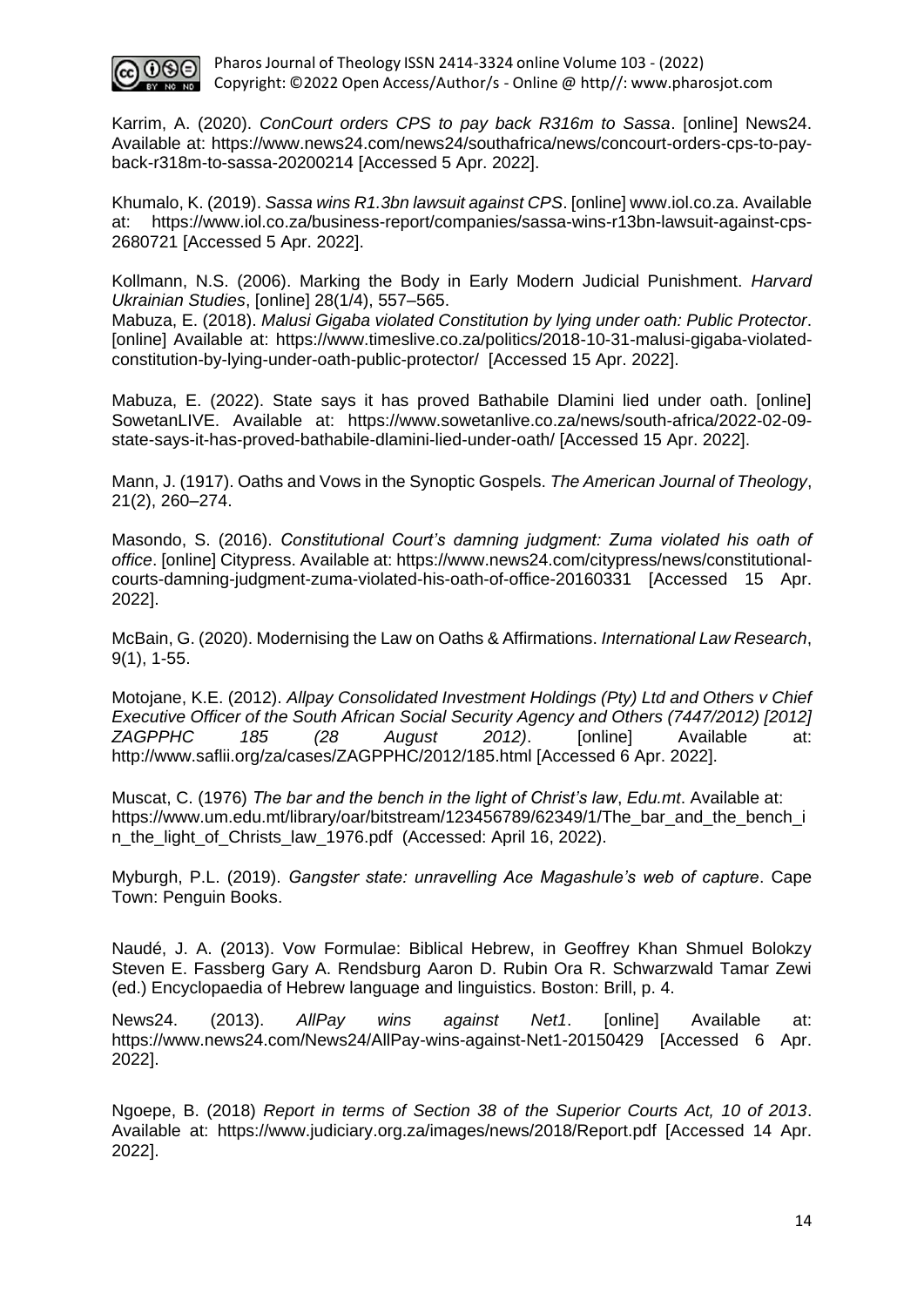Karrim, A. (2020). *ConCourt orders CPS to pay back R316m to Sassa*. [online] News24. Available at: https://www.news24.com/news24/southafrica/news/concourt-orders-cps-to-pay-back-r318m-to-sassa-20200214 [Accessed 5 Apr. 2022].

Khumalo, K. (2019). *Sassa wins R1.3bn lawsuit against CPS*. [online] www.iol.co.za. Available at: https://www.iol.co.za/business-report/companies/sassa-wins-r13bn-lawsuit-against-cps-2680721 [Accessed 5 Apr. 2022].

Kollmann, N.S. (2006). Marking the Body in Early Modern Judicial Punishment. *Harvard Ukrainian Studies*, [online] 28(1/4), 557–565.

Mabuza, E. (2018). *Malusi Gigaba violated Constitution by lying under oath: Public Protector*. [online] Available at: https://www.timeslive.co.za/politics/2018-10-31-malusi-gigaba-violated-constitution-by-lying-under-oath-public-protector/ [Accessed 15 Apr. 2022].

Mabuza, E. (2022). State says it has proved Bathabile Dlamini lied under oath. [online] SowetanLIVE. Available at: https://www.sowetanlive.co.za/news/south-africa/2022-02-09-state-says-it-has-proved-bathabile-dlamini-lied-under-oath/ [Accessed 15 Apr. 2022].

Mann, J. (1917). Oaths and Vows in the Synoptic Gospels. *The American Journal of Theology*, 21(2), 260–274.

Masondo, S. (2016). *Constitutional Court's damning judgment: Zuma violated his oath of office*. [online] Citypress. Available at: https://www.news24.com/citypress/news/constitutional-courts-damning-judgment-zuma-violated-his-oath-of-office-20160331 [Accessed 15 Apr. 2022].

McBain, G. (2020). Modernising the Law on Oaths & Affirmations. *International Law Research*, 9(1), 1-55.

Motojane, K.E. (2012). *Allpay Consolidated Investment Holdings (Pty) Ltd and Others v Chief Executive Officer of the South African Social Security Agency and Others (7447/2012) [2012] ZAGPPHC 185 (28 August 2012)*. [online] Available at: http://www.saflii.org/za/cases/ZAGPPHC/2012/185.html [Accessed 6 Apr. 2022].

Muscat, C. (1976) *The bar and the bench in the light of Christ's law*, *Edu.mt*. Available at: https://www.um.edu.mt/library/oar/bitstream/123456789/62349/1/The_bar_and_the_bench_in_the_light_of_Christs_law_1976.pdf (Accessed: April 16, 2022).

Myburgh, P.L. (2019). *Gangster state: unravelling Ace Magashule's web of capture*. Cape Town: Penguin Books.

Naudé, J. A. (2013). Vow Formulae: Biblical Hebrew, in Geoffrey Khan Shmuel Bolokzy Steven E. Fassberg Gary A. Rendsburg Aaron D. Rubin Ora R. Schwarzwald Tamar Zewi (ed.) Encyclopaedia of Hebrew language and linguistics. Boston: Brill, p. 4.

News24. (2013). *AllPay wins against Net1*. [online] Available at: https://www.news24.com/News24/AllPay-wins-against-Net1-20150429 [Accessed 6 Apr. 2022].

Ngoepe, B. (2018) *Report in terms of Section 38 of the Superior Courts Act, 10 of 2013*. Available at: https://www.judiciary.org.za/images/news/2018/Report.pdf [Accessed 14 Apr. 2022].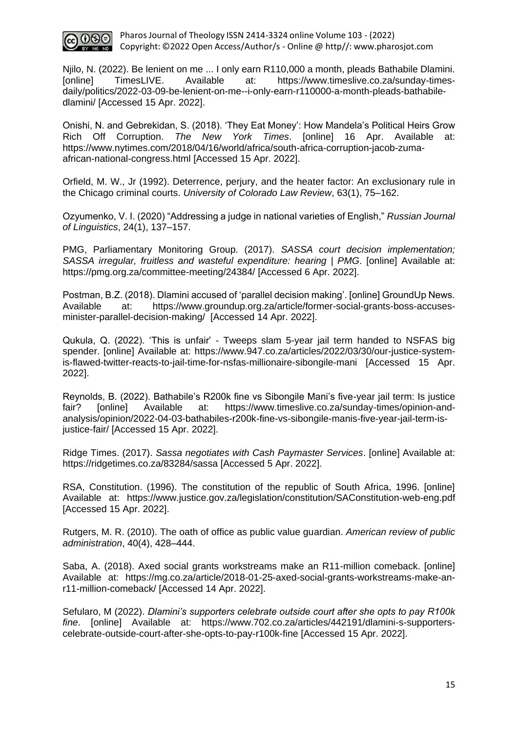Njilo, N. (2022). Be lenient on me ... I only earn R110,000 a month, pleads Bathabile Dlamini. [online] TimesLIVE. Available at: https://www.timeslive.co.za/sunday-times-daily/politics/2022-03-09-be-lenient-on-me--i-only-earn-r110000-a-month-pleads-bathabile-dlamini/ [Accessed 15 Apr. 2022].

Onishi, N. and Gebrekidan, S. (2018). 'They Eat Money': How Mandela's Political Heirs Grow Rich Off Corruption. *The New York Times*. [online] 16 Apr. Available at: https://www.nytimes.com/2018/04/16/world/africa/south-africa-corruption-jacob-zuma-african-national-congress.html [Accessed 15 Apr. 2022].

Orfield, M. W., Jr (1992). Deterrence, perjury, and the heater factor: An exclusionary rule in the Chicago criminal courts. *University of Colorado Law Review*, 63(1), 75–162.

Ozyumenko, V. I. (2020) "Addressing a judge in national varieties of English," *Russian Journal of Linguistics*, 24(1), 137–157.

PMG, Parliamentary Monitoring Group. (2017). *SASSA court decision implementation; SASSA irregular, fruitless and wasteful expenditure: hearing | PMG*. [online] Available at: https://pmg.org.za/committee-meeting/24384/ [Accessed 6 Apr. 2022].

Postman, B.Z. (2018). Dlamini accused of 'parallel decision making'. [online] GroundUp News. Available at: https://www.groundup.org.za/article/former-social-grants-boss-accuses-minister-parallel-decision-making/ [Accessed 14 Apr. 2022].

Qukula, Q. (2022). 'This is unfair' - Tweeps slam 5-year jail term handed to NSFAS big spender. [online] Available at: https://www.947.co.za/articles/2022/03/30/our-justice-system-is-flawed-twitter-reacts-to-jail-time-for-nsfas-millionaire-sibongile-mani [Accessed 15 Apr. 2022].

Reynolds, B. (2022). Bathabile's R200k fine vs Sibongile Mani's five-year jail term: Is justice fair? [online] Available at: https://www.timeslive.co.za/sunday-times/opinion-and-analysis/opinion/2022-04-03-bathabiles-r200k-fine-vs-sibongile-manis-five-year-jail-term-is-justice-fair/ [Accessed 15 Apr. 2022].

Ridge Times. (2017). *Sassa negotiates with Cash Paymaster Services*. [online] Available at: https://ridgetimes.co.za/83284/sassa [Accessed 5 Apr. 2022].

RSA, Constitution. (1996). The constitution of the republic of South Africa, 1996. [online] Available at: https://www.justice.gov.za/legislation/constitution/SAConstitution-web-eng.pdf [Accessed 15 Apr. 2022].

Rutgers, M. R. (2010). The oath of office as public value guardian. *American review of public administration*, 40(4), 428–444.

Saba, A. (2018). Axed social grants workstreams make an R11-million comeback. [online] Available at: https://mg.co.za/article/2018-01-25-axed-social-grants-workstreams-make-an-r11-million-comeback/ [Accessed 14 Apr. 2022].

Sefularo, M (2022). *Dlamini's supporters celebrate outside court after she opts to pay R100k fine*. [online] Available at: https://www.702.co.za/articles/442191/dlamini-s-supporters-celebrate-outside-court-after-she-opts-to-pay-r100k-fine [Accessed 15 Apr. 2022].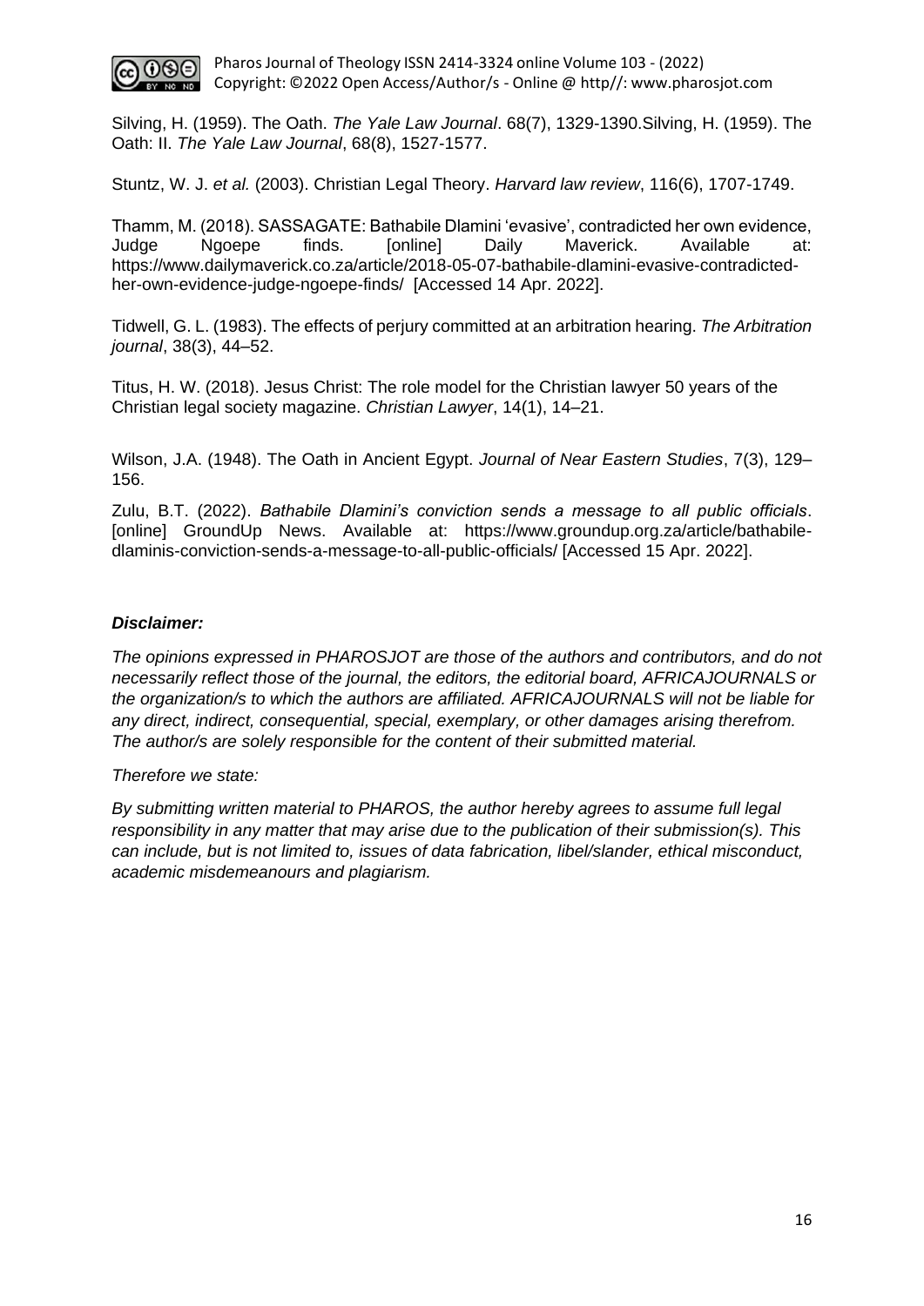Silving, H. (1959). The Oath. *The Yale Law Journal*. 68(7), 1329-1390.Silving, H. (1959). The Oath: II. *The Yale Law Journal*, 68(8), 1527-1577.

Stuntz, W. J. *et al.* (2003). Christian Legal Theory. *Harvard law review*, 116(6), 1707-1749.

Thamm, M. (2018). SASSAGATE: Bathabile Dlamini 'evasive', contradicted her own evidence, Judge Ngoepe finds. [online] Daily Maverick. Available at: https://www.dailymaverick.co.za/article/2018-05-07-bathabile-dlamini-evasive-contradicted-her-own-evidence-judge-ngoepe-finds/ [Accessed 14 Apr. 2022].

Tidwell, G. L. (1983). The effects of perjury committed at an arbitration hearing. *The Arbitration journal*, 38(3), 44–52.

Titus, H. W. (2018). Jesus Christ: The role model for the Christian lawyer 50 years of the Christian legal society magazine. *Christian Lawyer*, 14(1), 14–21.

Wilson, J.A. (1948). The Oath in Ancient Egypt. *Journal of Near Eastern Studies*, 7(3), 129–156.

Zulu, B.T. (2022). *Bathabile Dlamini's conviction sends a message to all public officials*. [online] GroundUp News. Available at: https://www.groundup.org.za/article/bathabile-dlaminis-conviction-sends-a-message-to-all-public-officials/ [Accessed 15 Apr. 2022].

***Disclaimer:***

*The opinions expressed in PHAROSJOT are those of the authors and contributors, and do not necessarily reflect those of the journal, the editors, the editorial board, AFRICAJOURNALS or the organization/s to which the authors are affiliated. AFRICAJOURNALS will not be liable for any direct, indirect, consequential, special, exemplary, or other damages arising therefrom. The author/s are solely responsible for the content of their submitted material.*

*Therefore we state:*

*By submitting written material to PHAROS, the author hereby agrees to assume full legal responsibility in any matter that may arise due to the publication of their submission(s). This can include, but is not limited to, issues of data fabrication, libel/slander, ethical misconduct, academic misdemeanours and plagiarism.*